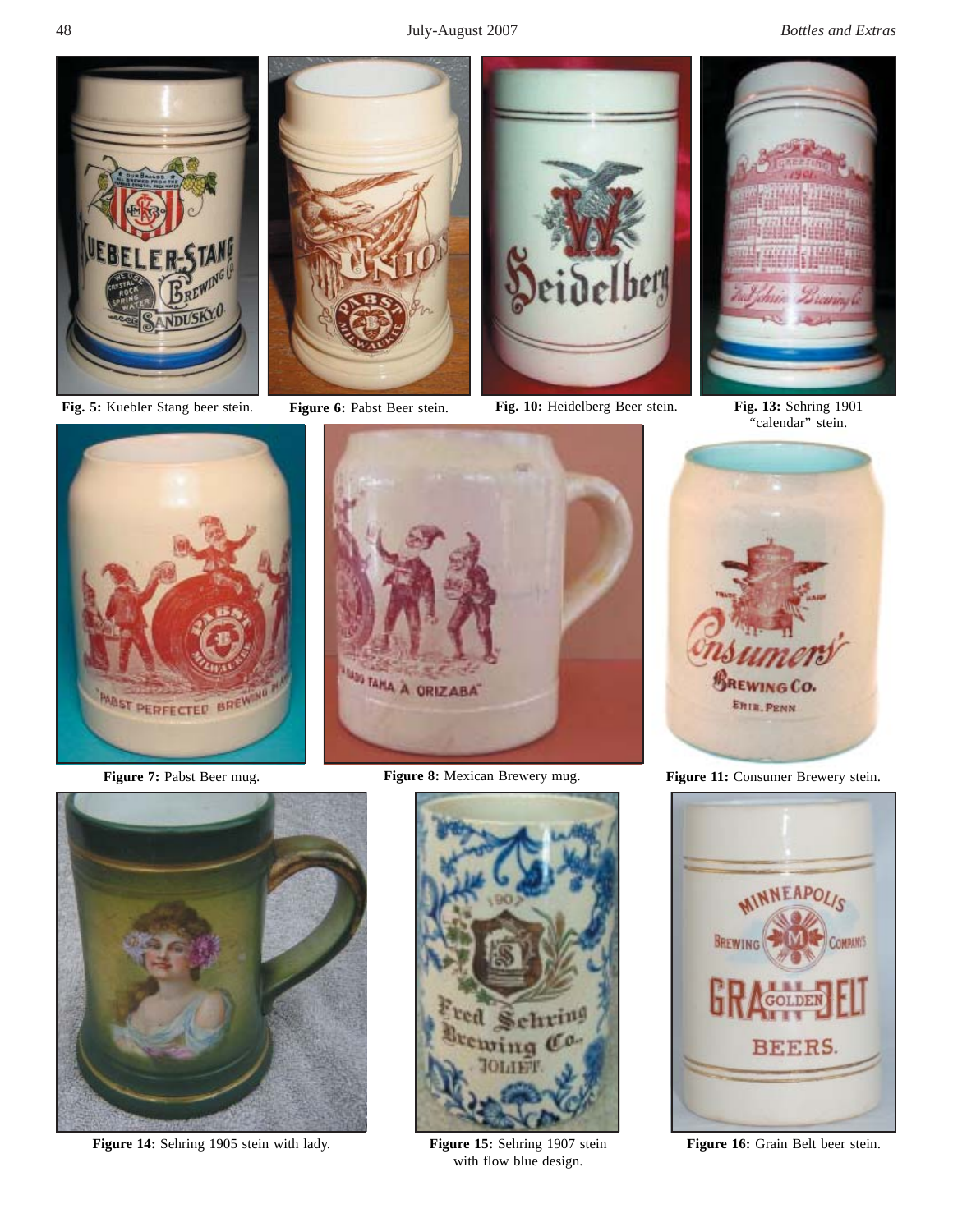Fig. 5: Kuebler Stang beer stein.

Figure 6: Pabst Beer stein.

Fig. 10: Heidelberg Beer stein.

Fig. 13: Sehring 1901 "calendar" stein.

Figure 7: Pabst Beer mug.

Figure 8: Mexican Brewery mug.

Figure 11: Consumer Brewery stein.

Figure 14: Sehring 1905 stein with lady.

Figure 15: Sehring 1907 stein with flow blue design.

Figure 16: Grain Belt beer stein.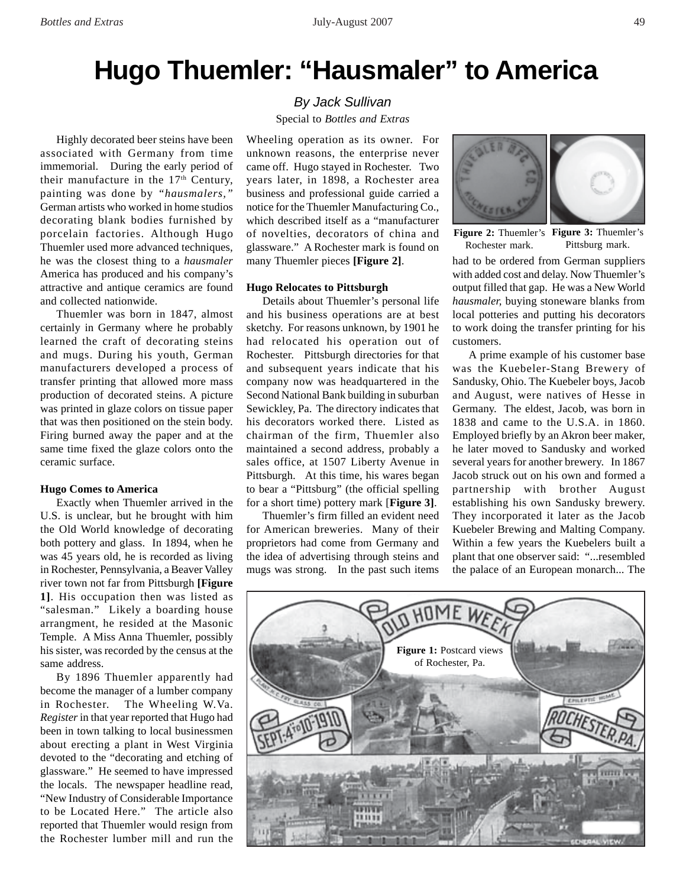# Hugo Thuemler: "Hausmaler" to America

*By Jack Sullivan*

Special to *Bottles and Extras*

Highly decorated beer steins have been associated with Germany from time immemorial. During the early period of their manufacture in the 17th Century, painting was done by "*hausmalers,*" German artists who worked in home studios decorating blank bodies furnished by porcelain factories. Although Hugo Thuemler used more advanced techniques, he was the closest thing to a *hausmaler* America has produced and his company's attractive and antique ceramics are found and collected nationwide.

Thuemler was born in 1847, almost certainly in Germany where he probably learned the craft of decorating steins and mugs. During his youth, German manufacturers developed a process of transfer printing that allowed more mass production of decorated steins. A picture was printed in glaze colors on tissue paper that was then positioned on the stein body. Firing burned away the paper and at the same time fixed the glaze colors onto the ceramic surface.

**Hugo Comes to America**

Exactly when Thuemler arrived in the U.S. is unclear, but he brought with him the Old World knowledge of decorating both pottery and glass. In 1894, when he was 45 years old, he is recorded as living in Rochester, Pennsylvania, a Beaver Valley river town not far from Pittsburgh **[Figure 1]**. His occupation then was listed as "salesman." Likely a boarding house arrangment, he resided at the Masonic Temple. A Miss Anna Thuemler, possibly his sister, was recorded by the census at the same address.

By 1896 Thuemler apparently had become the manager of a lumber company in Rochester. The Wheeling W.Va. *Register* in that year reported that Hugo had been in town talking to local businessmen about erecting a plant in West Virginia devoted to the "decorating and etching of glassware." He seemed to have impressed the locals. The newspaper headline read, "New Industry of Considerable Importance to be Located Here." The article also reported that Thuemler would resign from the Rochester lumber mill and run the Wheeling operation as its owner. For unknown reasons, the enterprise never came off. Hugo stayed in Rochester. Two years later, in 1898, a Rochester area business and professional guide carried a notice for the Thuemler Manufacturing Co., which described itself as a "manufacturer of novelties, decorators of china and glassware." A Rochester mark is found on many Thuemler pieces **[Figure 2]**.

**Hugo Relocates to Pittsburgh**

Details about Thuemler's personal life and his business operations are at best sketchy. For reasons unknown, by 1901 he had relocated his operation out of Rochester. Pittsburgh directories for that and subsequent years indicate that his company now was headquartered in the Second National Bank building in suburban Sewickley, Pa. The directory indicates that his decorators worked there. Listed as chairman of the firm, Thuemler also maintained a second address, probably a sales office, at 1507 Liberty Avenue in Pittsburgh. At this time, his wares began to bear a "Pittsburg" (the official spelling for a short time) pottery mark [**Figure 3**].

Thuemler's firm filled an evident need for American breweries. Many of their proprietors had come from Germany and the idea of advertising through steins and mugs was strong. In the past such items had to be ordered from German suppliers with added cost and delay. Now Thuemler's output filled that gap. He was a New World *hausmaler,* buying stoneware blanks from local potteries and putting his decorators to work doing the transfer printing for his customers.

**Figure 2:** Thuemler's Rochester mark.

**Figure 3:** Thuemler's Pittsburg mark.

A prime example of his customer base was the Kuebeler-Stang Brewery of Sandusky, Ohio. The Kuebeler boys, Jacob and August, were natives of Hesse in Germany. The eldest, Jacob, was born in 1838 and came to the U.S.A. in 1860. Employed briefly by an Akron beer maker, he later moved to Sandusky and worked several years for another brewery. In 1867 Jacob struck out on his own and formed a partnership with brother August establishing his own Sandusky brewery. They incorporated it later as the Jacob Kuebeler Brewing and Malting Company. Within a few years the Kuebelers built a plant that one observer said: "...resembled the palace of an European monarch... The

**Figure 1:** Postcard views of Rochester, Pa.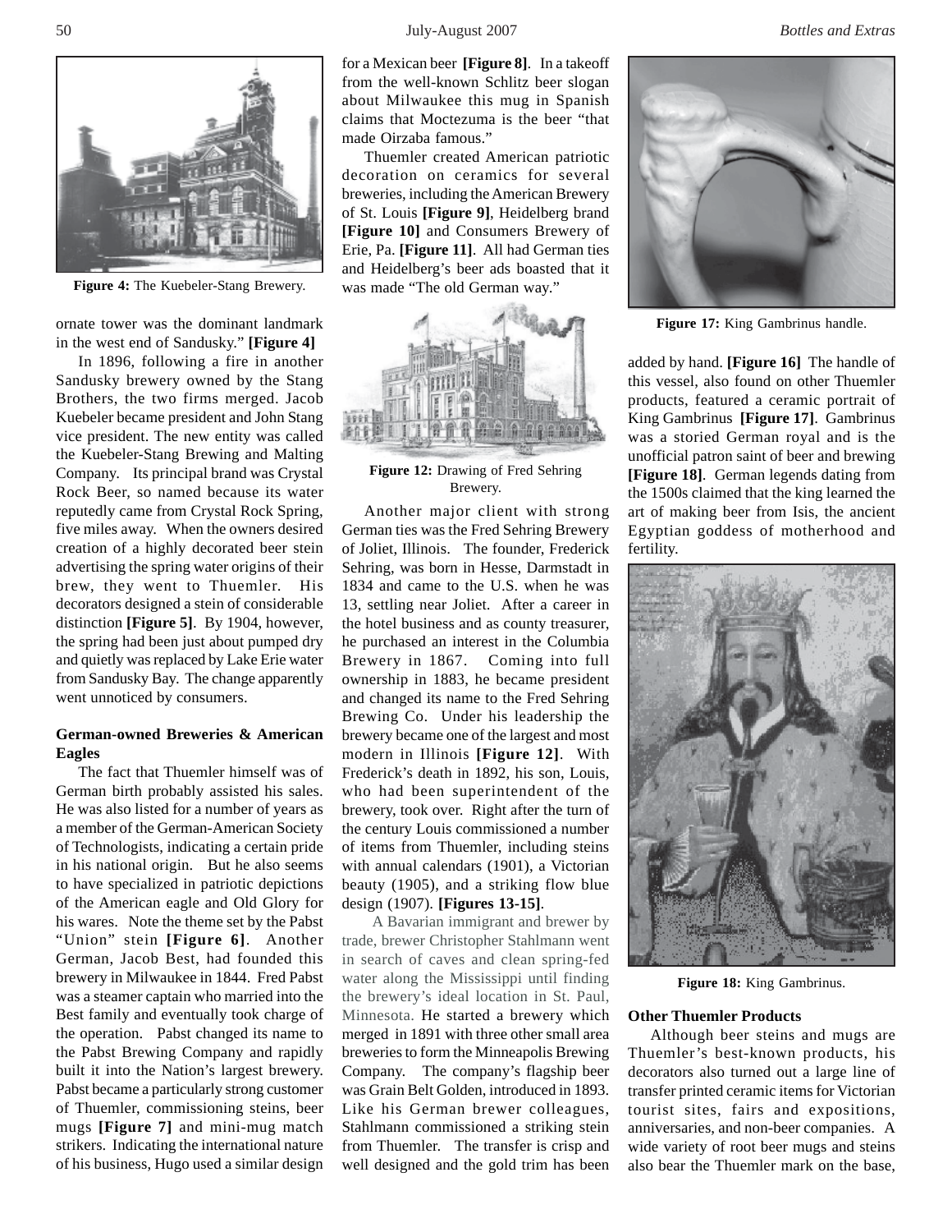Figure 4: The Kuebeler-Stang Brewery.

ornate tower was the dominant landmark in the west end of Sandusky." **[Figure 4]**

In 1896, following a fire in another Sandusky brewery owned by the Stang Brothers, the two firms merged. Jacob Kuebeler became president and John Stang vice president. The new entity was called the Kuebeler-Stang Brewing and Malting Company. Its principal brand was Crystal Rock Beer, so named because its water reputedly came from Crystal Rock Spring, five miles away. When the owners desired creation of a highly decorated beer stein advertising the spring water origins of their brew, they went to Thuemler. His decorators designed a stein of considerable distinction **[Figure 5]**. By 1904, however, the spring had been just about pumped dry and quietly was replaced by Lake Erie water from Sandusky Bay. The change apparently went unnoticed by consumers.

### German-owned Breweries & American Eagles

The fact that Thuemler himself was of German birth probably assisted his sales. He was also listed for a number of years as a member of the German-American Society of Technologists, indicating a certain pride in his national origin. But he also seems to have specialized in patriotic depictions of the American eagle and Old Glory for his wares. Note the theme set by the Pabst "Union" stein **[Figure 6]**. Another German, Jacob Best, had founded this brewery in Milwaukee in 1844. Fred Pabst was a steamer captain who married into the Best family and eventually took charge of the operation. Pabst changed its name to the Pabst Brewing Company and rapidly built it into the Nation's largest brewery. Pabst became a particularly strong customer of Thuemler, commissioning steins, beer mugs **[Figure 7]** and mini-mug match strikers. Indicating the international nature of his business, Hugo used a similar design for a Mexican beer **[Figure 8]**. In a takeoff from the well-known Schlitz beer slogan about Milwaukee this mug in Spanish claims that Moctezuma is the beer "that made Oirzaba famous."

Thuemler created American patriotic decoration on ceramics for several breweries, including the American Brewery of St. Louis **[Figure 9]**, Heidelberg brand **[Figure 10]** and Consumers Brewery of Erie, Pa. **[Figure 11]**. All had German ties and Heidelberg's beer ads boasted that it was made "The old German way."

Figure 12: Drawing of Fred Sehring Brewery.

Another major client with strong German ties was the Fred Sehring Brewery of Joliet, Illinois. The founder, Frederick Sehring, was born in Hesse, Darmstadt in 1834 and came to the U.S. when he was 13, settling near Joliet. After a career in the hotel business and as county treasurer, he purchased an interest in the Columbia Brewery in 1867. Coming into full ownership in 1883, he became president and changed its name to the Fred Sehring Brewing Co. Under his leadership the brewery became one of the largest and most modern in Illinois **[Figure 12]**. With Frederick's death in 1892, his son, Louis, who had been superintendent of the brewery, took over. Right after the turn of the century Louis commissioned a number of items from Thuemler, including steins with annual calendars (1901), a Victorian beauty (1905), and a striking flow blue design (1907). **[Figures 13-15]**.

A Bavarian immigrant and brewer by trade, brewer Christopher Stahlmann went in search of caves and clean spring-fed water along the Mississippi until finding the brewery's ideal location in St. Paul, Minnesota. He started a brewery which merged in 1891 with three other small area breweries to form the Minneapolis Brewing Company. The company's flagship beer was Grain Belt Golden, introduced in 1893. Like his German brewer colleagues, Stahlmann commissioned a striking stein from Thuemler. The transfer is crisp and well designed and the gold trim has been added by hand. **[Figure 16]** The handle of this vessel, also found on other Thuemler products, featured a ceramic portrait of King Gambrinus **[Figure 17]**. Gambrinus was a storied German royal and is the unofficial patron saint of beer and brewing **[Figure 18]**. German legends dating from the 1500s claimed that the king learned the art of making beer from Isis, the ancient Egyptian goddess of motherhood and fertility.

Figure 17: King Gambrinus handle.

Figure 18: King Gambrinus.

### Other Thuemler Products

Although beer steins and mugs are Thuemler's best-known products, his decorators also turned out a large line of transfer printed ceramic items for Victorian tourist sites, fairs and expositions, anniversaries, and non-beer companies. A wide variety of root beer mugs and steins also bear the Thuemler mark on the base,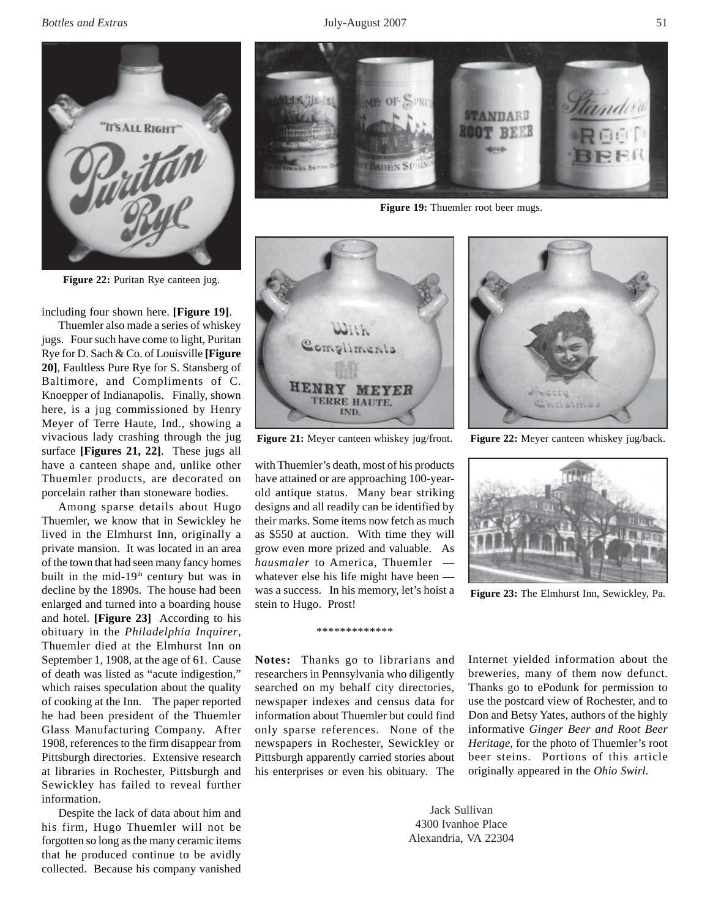Figure 22: Puritan Rye canteen jug.

Figure 19: Thuemler root beer mugs.

including four shown here. **[Figure 19]**.

Thuemler also made a series of whiskey jugs. Four such have come to light, Puritan Rye for D. Sach & Co. of Louisville **[Figure 20]**, Faultless Pure Rye for S. Stansberg of Baltimore, and Compliments of C. Knoepper of Indianapolis. Finally, shown here, is a jug commissioned by Henry Meyer of Terre Haute, Ind., showing a vivacious lady crashing through the jug surface **[Figures 21, 22]**. These jugs all have a canteen shape and, unlike other Thuemler products, are decorated on porcelain rather than stoneware bodies.

Among sparse details about Hugo Thuemler, we know that in Sewickley he lived in the Elmhurst Inn, originally a private mansion. It was located in an area of the town that had seen many fancy homes built in the mid-19th century but was in decline by the 1890s. The house had been enlarged and turned into a boarding house and hotel. **[Figure 23]** According to his obituary in the *Philadelphia Inquirer*, Thuemler died at the Elmhurst Inn on September 1, 1908, at the age of 61. Cause of death was listed as "acute indigestion," which raises speculation about the quality of cooking at the Inn. The paper reported he had been president of the Thuemler Glass Manufacturing Company. After 1908, references to the firm disappear from Pittsburgh directories. Extensive research at libraries in Rochester, Pittsburgh and Sewickley has failed to reveal further information.

Despite the lack of data about him and his firm, Hugo Thuemler will not be forgotten so long as the many ceramic items that he produced continue to be avidly collected. Because his company vanished with Thuemler's death, most of his products have attained or are approaching 100-year-old antique status. Many bear striking designs and all readily can be identified by their marks. Some items now fetch as much as $550 at auction. With time they will grow even more prized and valuable. As *hausmaler* to America, Thuemler — whatever else his life might have been — was a success. In his memory, let's hoist a stein to Hugo. Prost!

Figure 21: Meyer canteen whiskey jug/front.

Figure 22: Meyer canteen whiskey jug/back.

Figure 23: The Elmhurst Inn, Sewickley, Pa.

*************

**Notes:** Thanks go to librarians and researchers in Pennsylvania who diligently searched on my behalf city directories, newspaper indexes and census data for information about Thuemler but could find only sparse references. None of the newspapers in Rochester, Sewickley or Pittsburgh apparently carried stories about his enterprises or even his obituary. The Internet yielded information about the breweries, many of them now defunct. Thanks go to ePodunk for permission to use the postcard view of Rochester, and to Don and Betsy Yates, authors of the highly informative *Ginger Beer and Root Beer Heritage*, for the photo of Thuemler's root beer steins. Portions of this article originally appeared in the *Ohio Swirl*.

Jack Sullivan
4300 Ivanhoe Place
Alexandria, VA 22304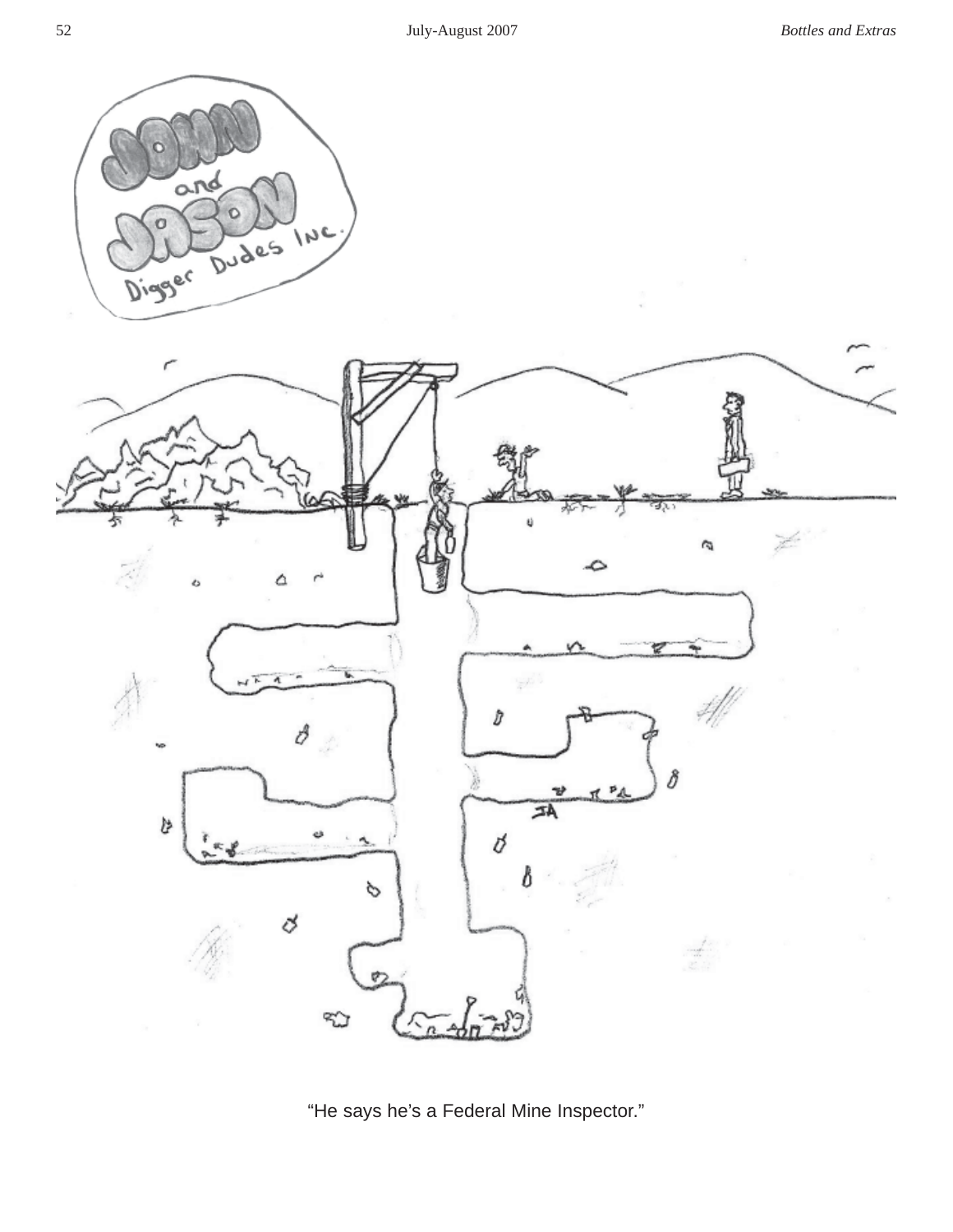"He says he's a Federal Mine Inspector."